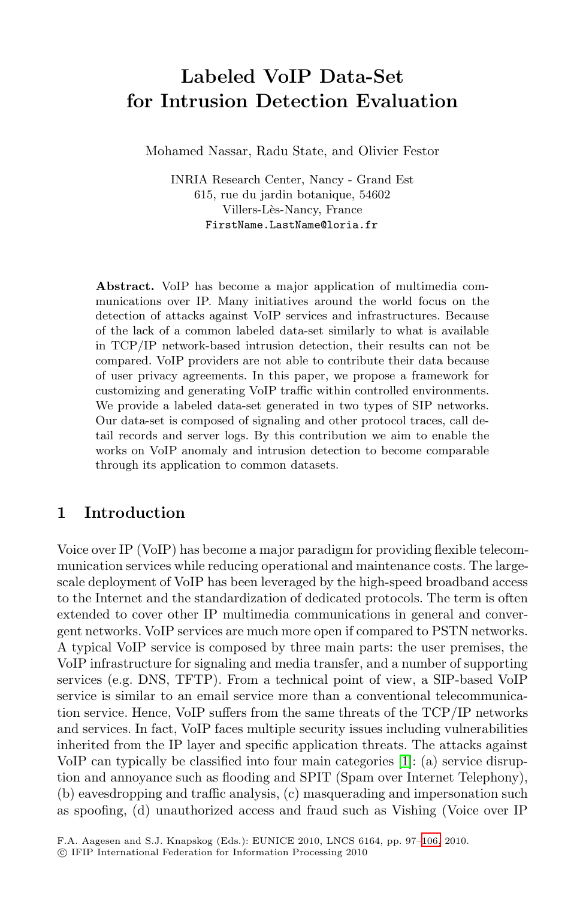# Labeled VoIP Data-Set for Intrusion Detection Evaluation

Mohamed Nassar, Radu State, and Olivier Festor

INRIA Research Center, Nancy - Grand Est
615, rue du jardin botanique, 54602
Villers-Lès-Nancy, France
FirstName.LastName@loria.fr

**Abstract.** VoIP has become a major application of multimedia communications over IP. Many initiatives around the world focus on the detection of attacks against VoIP services and infrastructures. Because of the lack of a common labeled data-set similarly to what is available in TCP/IP network-based intrusion detection, their results can not be compared. VoIP providers are not able to contribute their data because of user privacy agreements. In this paper, we propose a framework for customizing and generating VoIP traffic within controlled environments. We provide a labeled data-set generated in two types of SIP networks. Our data-set is composed of signaling and other protocol traces, call detail records and server logs. By this contribution we aim to enable the works on VoIP anomaly and intrusion detection to become comparable through its application to common datasets.

## 1 Introduction

Voice over IP (VoIP) has become a major paradigm for providing flexible telecommunication services while reducing operational and maintenance costs. The large-scale deployment of VoIP has been leveraged by the high-speed broadband access to the Internet and the standardization of dedicated protocols. The term is often extended to cover other IP multimedia communications in general and convergent networks. VoIP services are much more open if compared to PSTN networks. A typical VoIP service is composed by three main parts: the user premises, the VoIP infrastructure for signaling and media transfer, and a number of supporting services (e.g. DNS, TFTP). From a technical point of view, a SIP-based VoIP service is similar to an email service more than a conventional telecommunication service. Hence, VoIP suffers from the same threats of the TCP/IP networks and services. In fact, VoIP faces multiple security issues including vulnerabilities inherited from the IP layer and specific application threats. The attacks against VoIP can typically be classified into four main categories [1]: (a) service disruption and annoyance such as flooding and SPIT (Spam over Internet Telephony), (b) eavesdropping and traffic analysis, (c) masquerading and impersonation such as spoofing, (d) unauthorized access and fraud such as Vishing (Voice over IP

F.A. Aagesen and S.J. Knapskog (Eds.): EUNICE 2010, LNCS 6164, pp. 97–106, 2010.
© IFIP International Federation for Information Processing 2010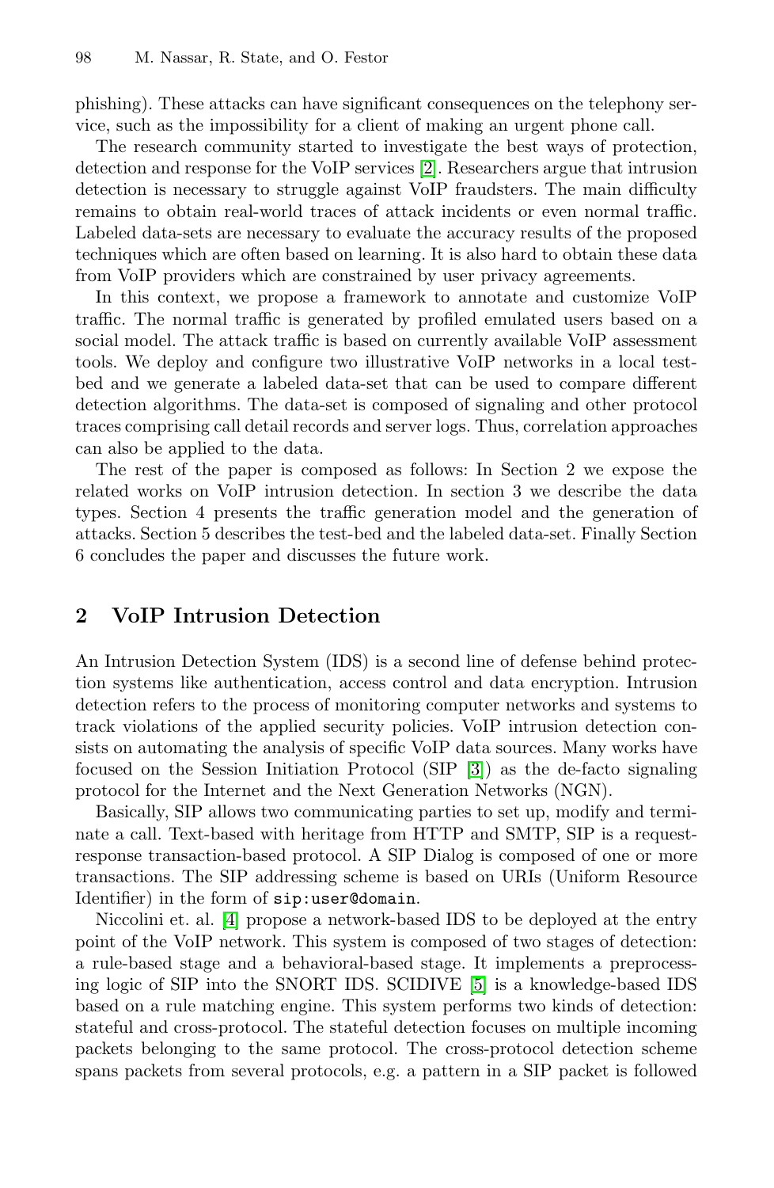phishing). These attacks can have significant consequences on the telephony service, such as the impossibility for a client of making an urgent phone call.

The research community started to investigate the best ways of protection, detection and response for the VoIP services [2]. Researchers argue that intrusion detection is necessary to struggle against VoIP fraudsters. The main difficulty remains to obtain real-world traces of attack incidents or even normal traffic. Labeled data-sets are necessary to evaluate the accuracy results of the proposed techniques which are often based on learning. It is also hard to obtain these data from VoIP providers which are constrained by user privacy agreements.

In this context, we propose a framework to annotate and customize VoIP traffic. The normal traffic is generated by profiled emulated users based on a social model. The attack traffic is based on currently available VoIP assessment tools. We deploy and configure two illustrative VoIP networks in a local test-bed and we generate a labeled data-set that can be used to compare different detection algorithms. The data-set is composed of signaling and other protocol traces comprising call detail records and server logs. Thus, correlation approaches can also be applied to the data.

The rest of the paper is composed as follows: In Section 2 we expose the related works on VoIP intrusion detection. In section 3 we describe the data types. Section 4 presents the traffic generation model and the generation of attacks. Section 5 describes the test-bed and the labeled data-set. Finally Section 6 concludes the paper and discusses the future work.

## 2 VoIP Intrusion Detection

An Intrusion Detection System (IDS) is a second line of defense behind protection systems like authentication, access control and data encryption. Intrusion detection refers to the process of monitoring computer networks and systems to track violations of the applied security policies. VoIP intrusion detection consists on automating the analysis of specific VoIP data sources. Many works have focused on the Session Initiation Protocol (SIP [3]) as the de-facto signaling protocol for the Internet and the Next Generation Networks (NGN).

Basically, SIP allows two communicating parties to set up, modify and terminate a call. Text-based with heritage from HTTP and SMTP, SIP is a request-response transaction-based protocol. A SIP Dialog is composed of one or more transactions. The SIP addressing scheme is based on URIs (Uniform Resource Identifier) in the form of `sip:user@domain`.

Niccolini et. al. [4] propose a network-based IDS to be deployed at the entry point of the VoIP network. This system is composed of two stages of detection: a rule-based stage and a behavioral-based stage. It implements a preprocessing logic of SIP into the SNORT IDS. SCIDIVE [5] is a knowledge-based IDS based on a rule matching engine. This system performs two kinds of detection: stateful and cross-protocol. The stateful detection focuses on multiple incoming packets belonging to the same protocol. The cross-protocol detection scheme spans packets from several protocols, e.g. a pattern in a SIP packet is followed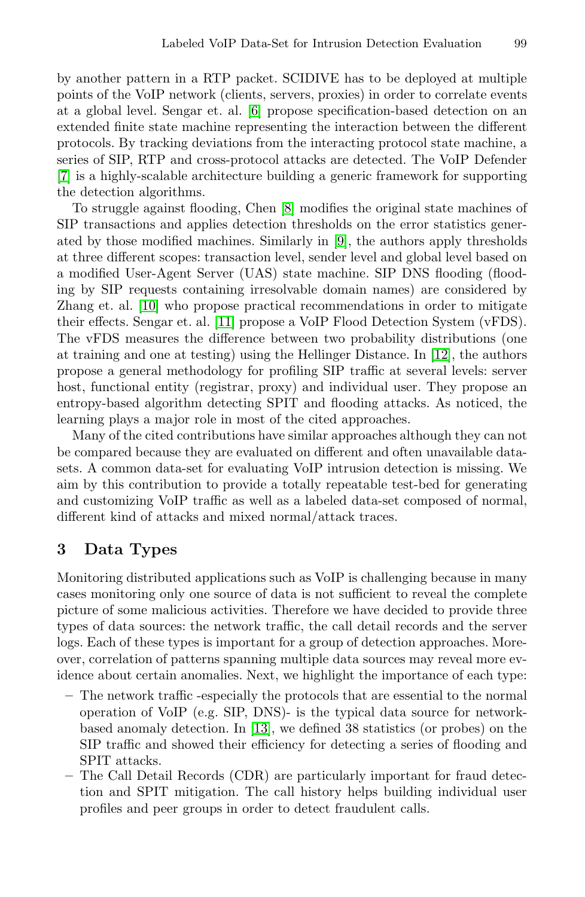by another pattern in a RTP packet. SCIDIVE has to be deployed at multiple points of the VoIP network (clients, servers, proxies) in order to correlate events at a global level. Sengar et. al. [6] propose specification-based detection on an extended finite state machine representing the interaction between the different protocols. By tracking deviations from the interacting protocol state machine, a series of SIP, RTP and cross-protocol attacks are detected. The VoIP Defender [7] is a highly-scalable architecture building a generic framework for supporting the detection algorithms.

To struggle against flooding, Chen [8] modifies the original state machines of SIP transactions and applies detection thresholds on the error statistics generated by those modified machines. Similarly in [9], the authors apply thresholds at three different scopes: transaction level, sender level and global level based on a modified User-Agent Server (UAS) state machine. SIP DNS flooding (flooding by SIP requests containing irresolvable domain names) are considered by Zhang et. al. [10] who propose practical recommendations in order to mitigate their effects. Sengar et. al. [11] propose a VoIP Flood Detection System (vFDS). The vFDS measures the difference between two probability distributions (one at training and one at testing) using the Hellinger Distance. In [12], the authors propose a general methodology for profiling SIP traffic at several levels: server host, functional entity (registrar, proxy) and individual user. They propose an entropy-based algorithm detecting SPIT and flooding attacks. As noticed, the learning plays a major role in most of the cited approaches.

Many of the cited contributions have similar approaches although they can not be compared because they are evaluated on different and often unavailable data-sets. A common data-set for evaluating VoIP intrusion detection is missing. We aim by this contribution to provide a totally repeatable test-bed for generating and customizing VoIP traffic as well as a labeled data-set composed of normal, different kind of attacks and mixed normal/attack traces.

## 3 Data Types

Monitoring distributed applications such as VoIP is challenging because in many cases monitoring only one source of data is not sufficient to reveal the complete picture of some malicious activities. Therefore we have decided to provide three types of data sources: the network traffic, the call detail records and the server logs. Each of these types is important for a group of detection approaches. Moreover, correlation of patterns spanning multiple data sources may reveal more evidence about certain anomalies. Next, we highlight the importance of each type:

- The network traffic -especially the protocols that are essential to the normal operation of VoIP (e.g. SIP, DNS)- is the typical data source for network-based anomaly detection. In [13], we defined 38 statistics (or probes) on the SIP traffic and showed their efficiency for detecting a series of flooding and SPIT attacks.
- The Call Detail Records (CDR) are particularly important for fraud detection and SPIT mitigation. The call history helps building individual user profiles and peer groups in order to detect fraudulent calls.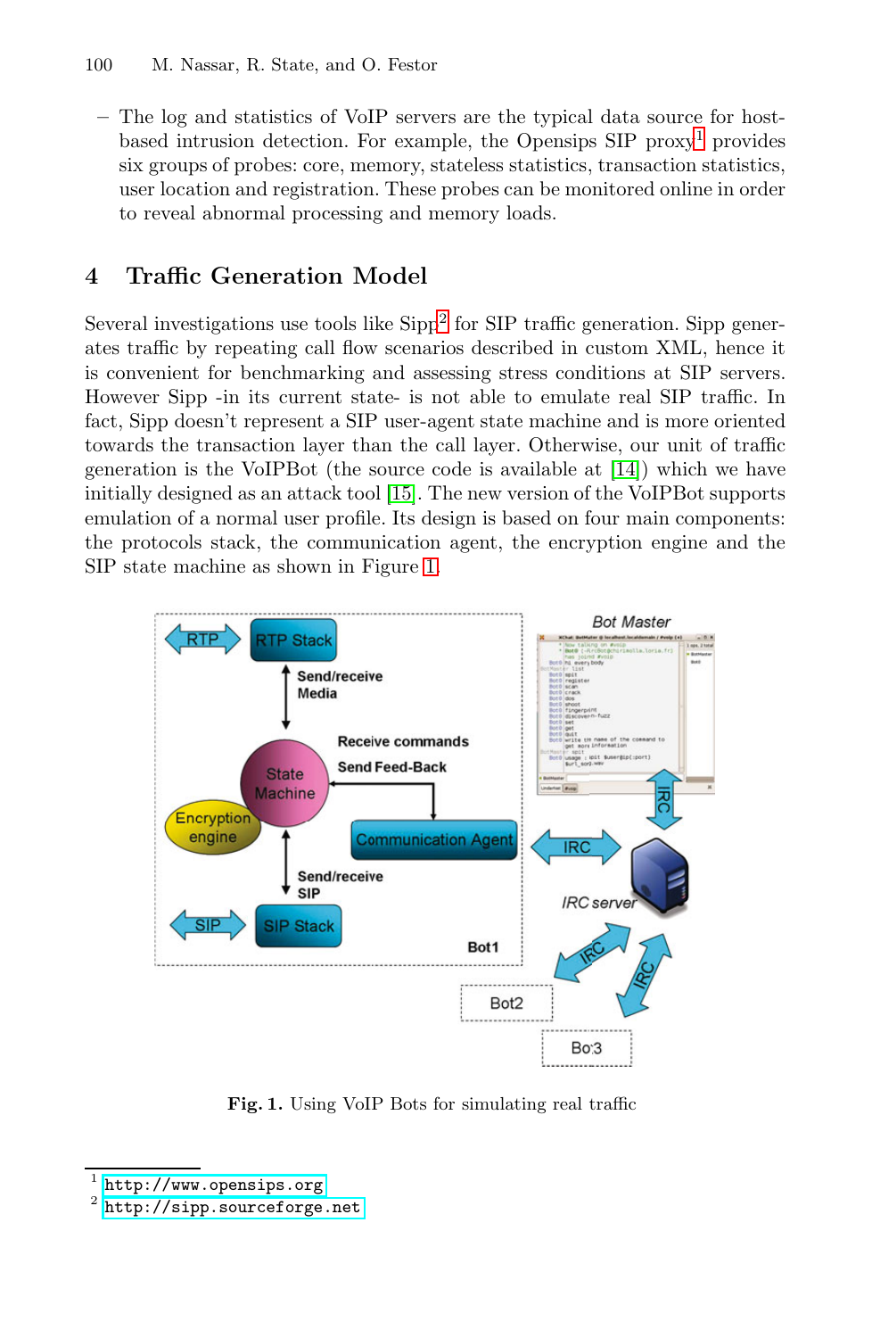– The log and statistics of VoIP servers are the typical data source for host-based intrusion detection. For example, the Opensips SIP proxy[1] provides six groups of probes: core, memory, stateless statistics, transaction statistics, user location and registration. These probes can be monitored online in order to reveal abnormal processing and memory loads.

## 4 Traffic Generation Model

Several investigations use tools like Sipp[2] for SIP traffic generation. Sipp generates traffic by repeating call flow scenarios described in custom XML, hence it is convenient for benchmarking and assessing stress conditions at SIP servers. However Sipp -in its current state- is not able to emulate real SIP traffic. In fact, Sipp doesn't represent a SIP user-agent state machine and is more oriented towards the transaction layer than the call layer. Otherwise, our unit of traffic generation is the VoIPBot (the source code is available at [14]) which we have initially designed as an attack tool [15]. The new version of the VoIPBot supports emulation of a normal user profile. Its design is based on four main components: the protocols stack, the communication agent, the encryption engine and the SIP state machine as shown in Figure 1.

**Fig. 1.** Using VoIP Bots for simulating real traffic

---

[1] http://www.opensips.org

[2] http://sipp.sourceforge.net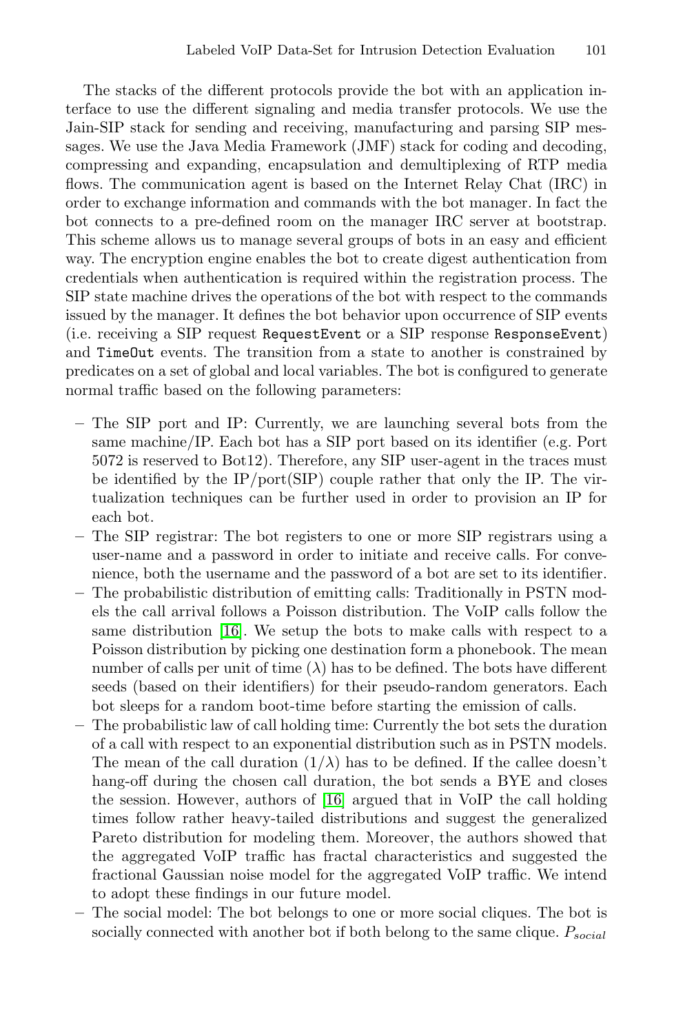The stacks of the different protocols provide the bot with an application interface to use the different signaling and media transfer protocols. We use the Jain-SIP stack for sending and receiving, manufacturing and parsing SIP messages. We use the Java Media Framework (JMF) stack for coding and decoding, compressing and expanding, encapsulation and demultiplexing of RTP media flows. The communication agent is based on the Internet Relay Chat (IRC) in order to exchange information and commands with the bot manager. In fact the bot connects to a pre-defined room on the manager IRC server at bootstrap. This scheme allows us to manage several groups of bots in an easy and efficient way. The encryption engine enables the bot to create digest authentication from credentials when authentication is required within the registration process. The SIP state machine drives the operations of the bot with respect to the commands issued by the manager. It defines the bot behavior upon occurrence of SIP events (i.e. receiving a SIP request `RequestEvent` or a SIP response `ResponseEvent`) and `TimeOut` events. The transition from a state to another is constrained by predicates on a set of global and local variables. The bot is configured to generate normal traffic based on the following parameters:

- The SIP port and IP: Currently, we are launching several bots from the same machine/IP. Each bot has a SIP port based on its identifier (e.g. Port 5072 is reserved to Bot12). Therefore, any SIP user-agent in the traces must be identified by the IP/port(SIP) couple rather that only the IP. The virtualization techniques can be further used in order to provision an IP for each bot.
- The SIP registrar: The bot registers to one or more SIP registrars using a user-name and a password in order to initiate and receive calls. For convenience, both the username and the password of a bot are set to its identifier.
- The probabilistic distribution of emitting calls: Traditionally in PSTN models the call arrival follows a Poisson distribution. The VoIP calls follow the same distribution [16]. We setup the bots to make calls with respect to a Poisson distribution by picking one destination form a phonebook. The mean number of calls per unit of time ($\lambda$) has to be defined. The bots have different seeds (based on their identifiers) for their pseudo-random generators. Each bot sleeps for a random boot-time before starting the emission of calls.
- The probabilistic law of call holding time: Currently the bot sets the duration of a call with respect to an exponential distribution such as in PSTN models. The mean of the call duration ($1/\lambda$) has to be defined. If the callee doesn't hang-off during the chosen call duration, the bot sends a BYE and closes the session. However, authors of [16] argued that in VoIP the call holding times follow rather heavy-tailed distributions and suggest the generalized Pareto distribution for modeling them. Moreover, the authors showed that the aggregated VoIP traffic has fractal characteristics and suggested the fractional Gaussian noise model for the aggregated VoIP traffic. We intend to adopt these findings in our future model.
- The social model: The bot belongs to one or more social cliques. The bot is socially connected with another bot if both belong to the same clique. $P_{social}$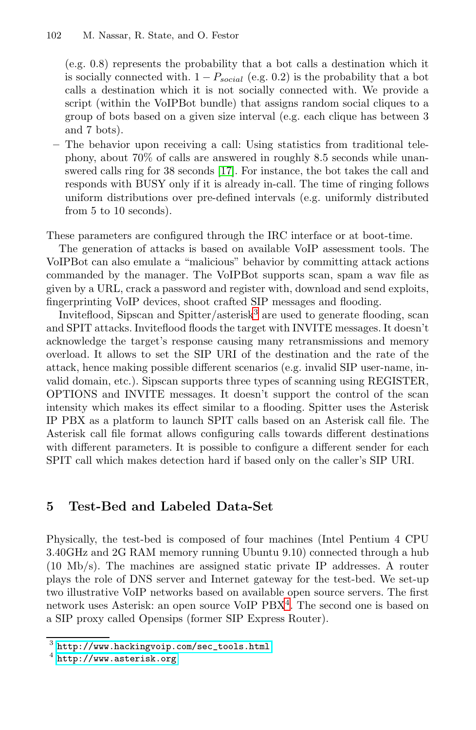(e.g. 0.8) represents the probability that a bot calls a destination which it is socially connected with. $1 - P_{social}$ (e.g. 0.2) is the probability that a bot calls a destination which it is not socially connected with. We provide a script (within the VoIPBot bundle) that assigns random social cliques to a group of bots based on a given size interval (e.g. each clique has between 3 and 7 bots).

- The behavior upon receiving a call: Using statistics from traditional telephony, about 70% of calls are answered in roughly 8.5 seconds while unanswered calls ring for 38 seconds [17]. For instance, the bot takes the call and responds with BUSY only if it is already in-call. The time of ringing follows uniform distributions over pre-defined intervals (e.g. uniformly distributed from 5 to 10 seconds).

These parameters are configured through the IRC interface or at boot-time.

The generation of attacks is based on available VoIP assessment tools. The VoIPBot can also emulate a "malicious" behavior by committing attack actions commanded by the manager. The VoIPBot supports scan, spam a wav file as given by a URL, crack a password and register with, download and send exploits, fingerprinting VoIP devices, shoot crafted SIP messages and flooding.

Inviteflood, Sipscan and Spitter/asterisk[3] are used to generate flooding, scan and SPIT attacks. Inviteflood floods the target with INVITE messages. It doesn't acknowledge the target's response causing many retransmissions and memory overload. It allows to set the SIP URI of the destination and the rate of the attack, hence making possible different scenarios (e.g. invalid SIP user-name, invalid domain, etc.). Sipscan supports three types of scanning using REGISTER, OPTIONS and INVITE messages. It doesn't support the control of the scan intensity which makes its effect similar to a flooding. Spitter uses the Asterisk IP PBX as a platform to launch SPIT calls based on an Asterisk call file. The Asterisk call file format allows configuring calls towards different destinations with different parameters. It is possible to configure a different sender for each SPIT call which makes detection hard if based only on the caller's SIP URI.

## 5 Test-Bed and Labeled Data-Set

Physically, the test-bed is composed of four machines (Intel Pentium 4 CPU 3.40GHz and 2G RAM memory running Ubuntu 9.10) connected through a hub (10 Mb/s). The machines are assigned static private IP addresses. A router plays the role of DNS server and Internet gateway for the test-bed. We set-up two illustrative VoIP networks based on available open source servers. The first network uses Asterisk: an open source VoIP PBX[4]. The second one is based on a SIP proxy called Opensips (former SIP Express Router).

[3] http://www.hackingvoip.com/sec_tools.html

[4] http://www.asterisk.org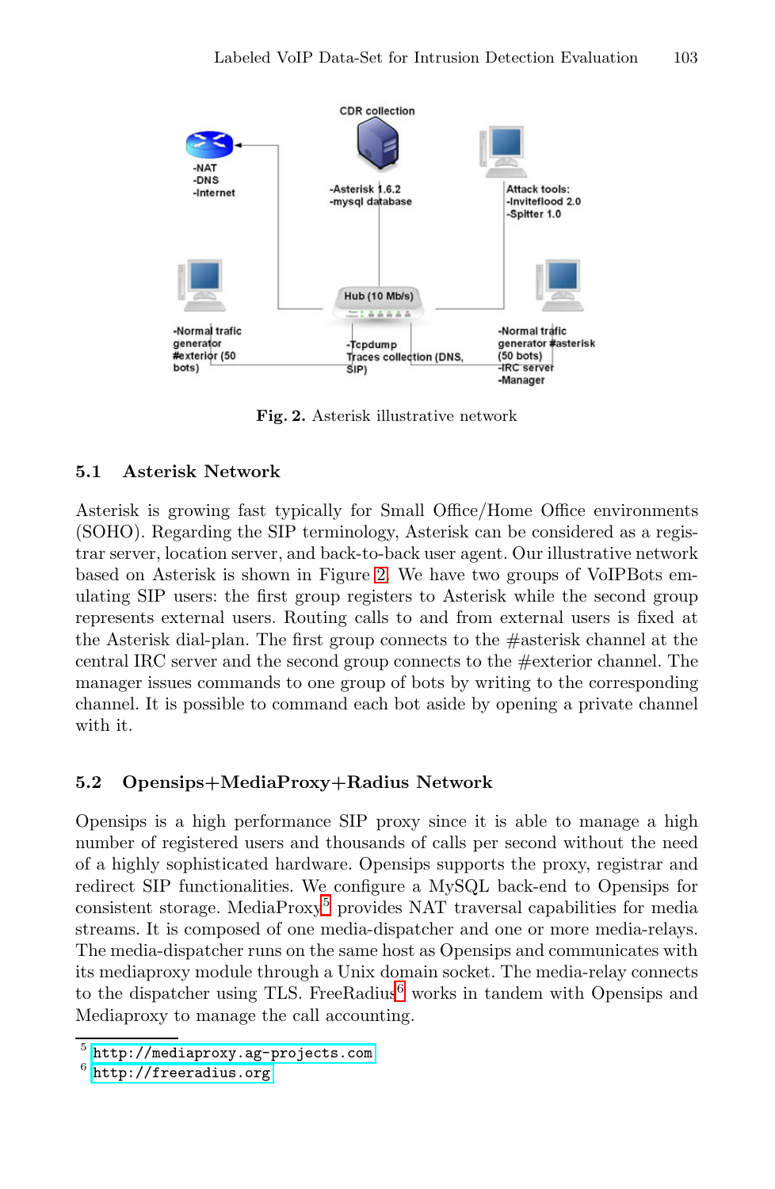Fig. 2. Asterisk illustrative network

### 5.1 Asterisk Network

Asterisk is growing fast typically for Small Office/Home Office environments (SOHO). Regarding the SIP terminology, Asterisk can be considered as a registrar server, location server, and back-to-back user agent. Our illustrative network based on Asterisk is shown in Figure 2. We have two groups of VoIPBots emulating SIP users: the first group registers to Asterisk while the second group represents external users. Routing calls to and from external users is fixed at the Asterisk dial-plan. The first group connects to the #asterisk channel at the central IRC server and the second group connects to the #exterior channel. The manager issues commands to one group of bots by writing to the corresponding channel. It is possible to command each bot aside by opening a private channel with it.

### 5.2 Opensips+MediaProxy+Radius Network

Opensips is a high performance SIP proxy since it is able to manage a high number of registered users and thousands of calls per second without the need of a highly sophisticated hardware. Opensips supports the proxy, registrar and redirect SIP functionalities. We configure a MySQL back-end to Opensips for consistent storage. MediaProxy[5] provides NAT traversal capabilities for media streams. It is composed of one media-dispatcher and one or more media-relays. The media-dispatcher runs on the same host as Opensips and communicates with its mediaproxy module through a Unix domain socket. The media-relay connects to the dispatcher using TLS. FreeRadius[6] works in tandem with Opensips and Mediaproxy to manage the call accounting.

---

[5] http://mediaproxy.ag-projects.com

[6] http://freeradius.org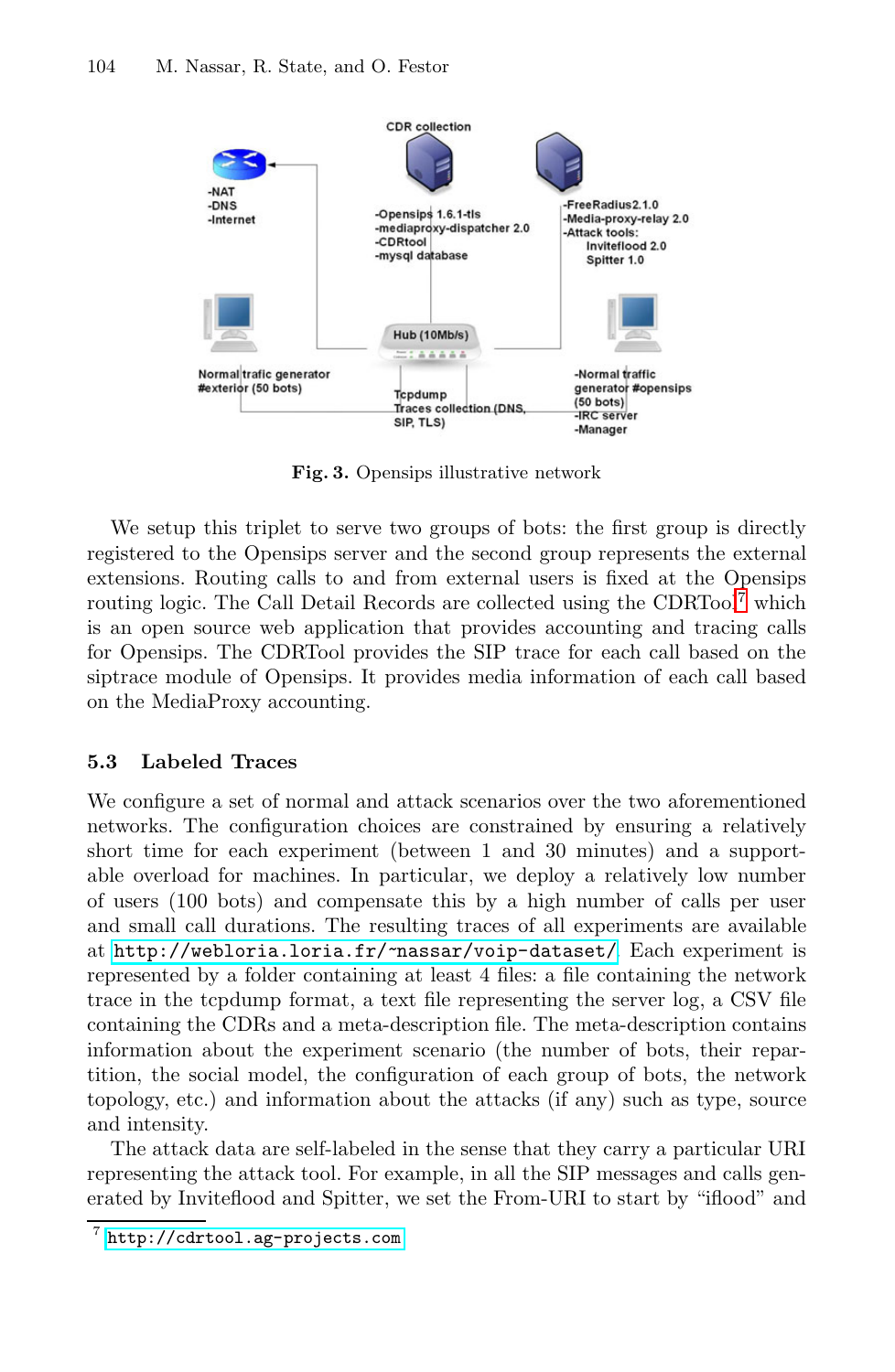CDR collection

-NAT
-DNS
-Internet

-Opensips 1.6.1-tls
-mediaproxy-dispatcher 2.0
-CDRtool
-mysql database

-FreeRadius2.1.0
-Media-proxy-relay 2.0
-Attack tools:
Inviteflood 2.0
Spitter 1.0

Hub (10Mb/s)

Normal trafic generator
#exterior (50 bots)

Tcpdump
Traces collection (DNS, SIP, TLS)

-Normal traffic generator #opensips (50 bots)
-IRC server
-Manager

**Fig. 3.** Opensips illustrative network

We setup this triplet to serve two groups of bots: the first group is directly registered to the Opensips server and the second group represents the external extensions. Routing calls to and from external users is fixed at the Opensips routing logic. The Call Detail Records are collected using the CDRTool[7] which is an open source web application that provides accounting and tracing calls for Opensips. The CDRTool provides the SIP trace for each call based on the siptrace module of Opensips. It provides media information of each call based on the MediaProxy accounting.

### 5.3 Labeled Traces

We configure a set of normal and attack scenarios over the two aforementioned networks. The configuration choices are constrained by ensuring a relatively short time for each experiment (between 1 and 30 minutes) and a supportable overload for machines. In particular, we deploy a relatively low number of users (100 bots) and compensate this by a high number of calls per user and small call durations. The resulting traces of all experiments are available at `http://webloria.loria.fr/~nassar/voip-dataset/`. Each experiment is represented by a folder containing at least 4 files: a file containing the network trace in the tcpdump format, a text file representing the server log, a CSV file containing the CDRs and a meta-description file. The meta-description contains information about the experiment scenario (the number of bots, their repartition, the social model, the configuration of each group of bots, the network topology, etc.) and information about the attacks (if any) such as type, source and intensity.

The attack data are self-labeled in the sense that they carry a particular URI representing the attack tool. For example, in all the SIP messages and calls generated by Inviteflood and Spitter, we set the From-URI to start by "iflood" and

[7] `http://cdrtool.ag-projects.com`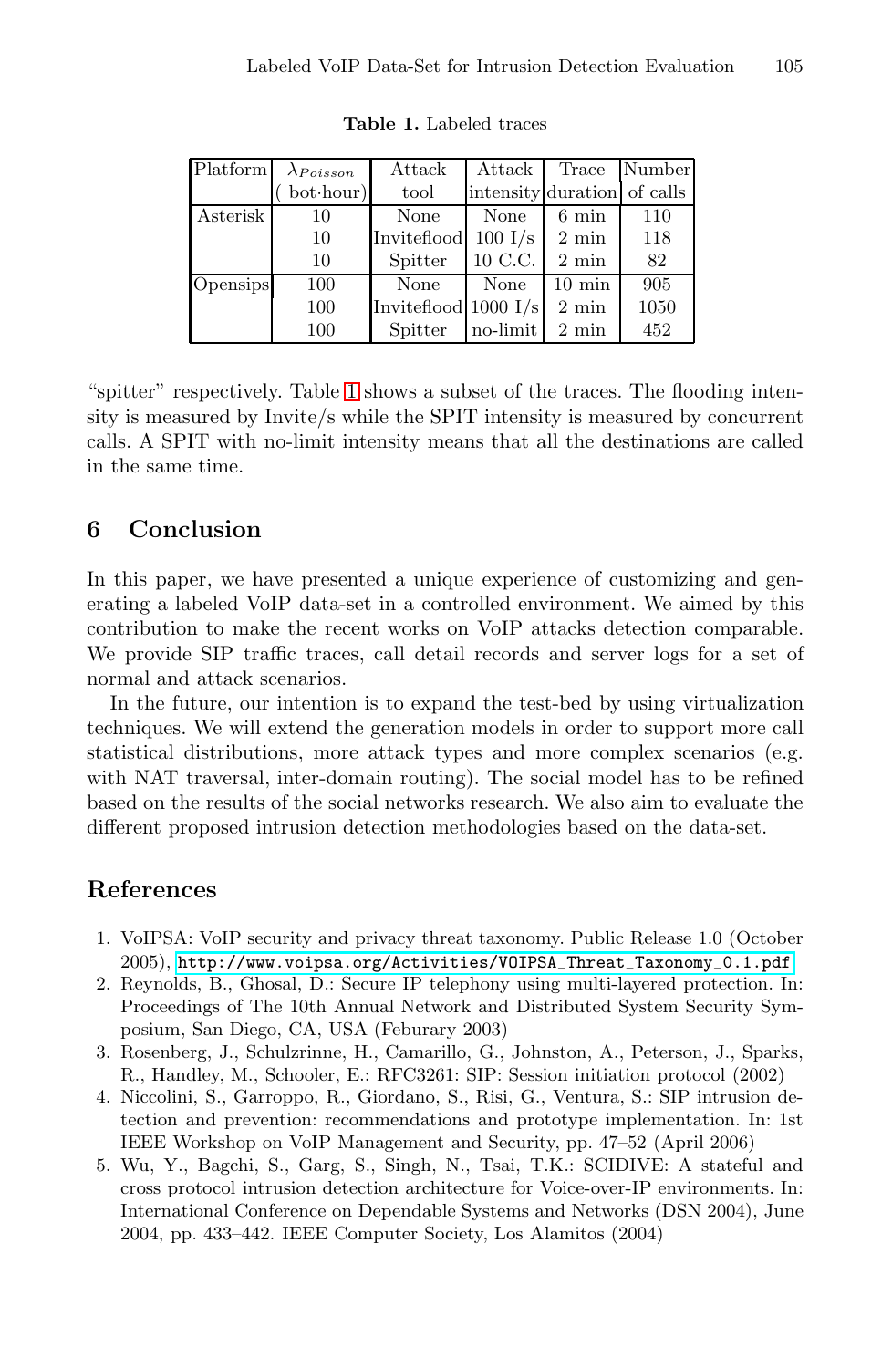**Table 1.** Labeled traces

| Platform | $\lambda_{Poisson}$ ( bot·hour) | Attack tool | Attack intensity | Trace duration | Number of calls |
|---|---|---|---|---|---|
| Asterisk | 10 | None | None | 6 min | 110 |
| | 10 | Inviteflood | 100 I/s | 2 min | 118 |
| | 10 | Spitter | 10 C.C. | 2 min | 82 |
| Opensips | 100 | None | None | 10 min | 905 |
| | 100 | Inviteflood | 1000 I/s | 2 min | 1050 |
| | 100 | Spitter | no-limit | 2 min | 452 |

"spitter" respectively. Table 1 shows a subset of the traces. The flooding intensity is measured by Invite/s while the SPIT intensity is measured by concurrent calls. A SPIT with no-limit intensity means that all the destinations are called in the same time.

## 6 Conclusion

In this paper, we have presented a unique experience of customizing and generating a labeled VoIP data-set in a controlled environment. We aimed by this contribution to make the recent works on VoIP attacks detection comparable. We provide SIP traffic traces, call detail records and server logs for a set of normal and attack scenarios.

In the future, our intention is to expand the test-bed by using virtualization techniques. We will extend the generation models in order to support more call statistical distributions, more attack types and more complex scenarios (e.g. with NAT traversal, inter-domain routing). The social model has to be refined based on the results of the social networks research. We also aim to evaluate the different proposed intrusion detection methodologies based on the data-set.

## References

1. VoIPSA: VoIP security and privacy threat taxonomy. Public Release 1.0 (October 2005), http://www.voipsa.org/Activities/VOIPSA_Threat_Taxonomy_0.1.pdf
2. Reynolds, B., Ghosal, D.: Secure IP telephony using multi-layered protection. In: Proceedings of The 10th Annual Network and Distributed System Security Symposium, San Diego, CA, USA (Feburary 2003)
3. Rosenberg, J., Schulzrinne, H., Camarillo, G., Johnston, A., Peterson, J., Sparks, R., Handley, M., Schooler, E.: RFC3261: SIP: Session initiation protocol (2002)
4. Niccolini, S., Garroppo, R., Giordano, S., Risi, G., Ventura, S.: SIP intrusion detection and prevention: recommendations and prototype implementation. In: 1st IEEE Workshop on VoIP Management and Security, pp. 47–52 (April 2006)
5. Wu, Y., Bagchi, S., Garg, S., Singh, N., Tsai, T.K.: SCIDIVE: A stateful and cross protocol intrusion detection architecture for Voice-over-IP environments. In: International Conference on Dependable Systems and Networks (DSN 2004), June 2004, pp. 433–442. IEEE Computer Society, Los Alamitos (2004)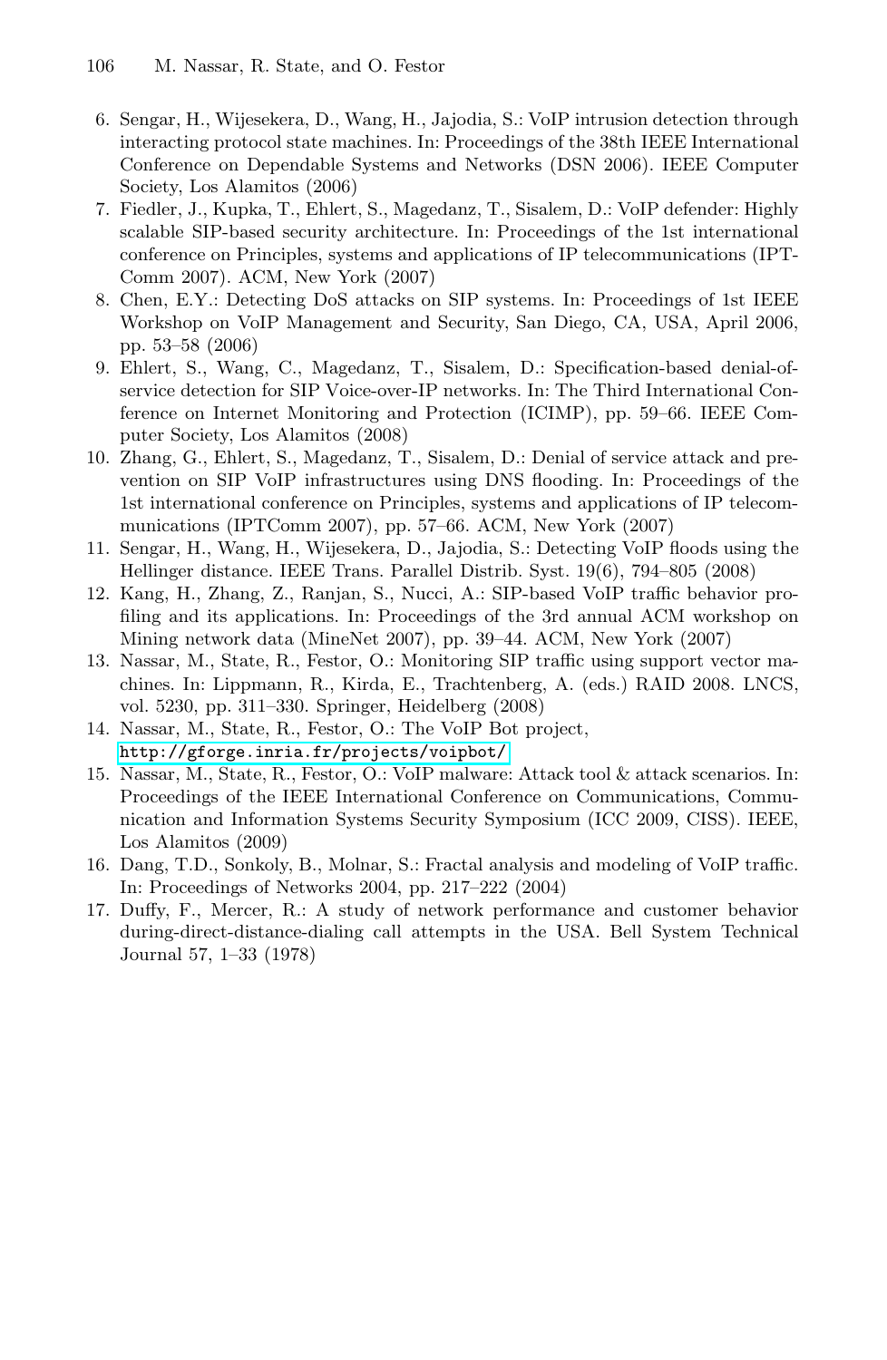6. Sengar, H., Wijesekera, D., Wang, H., Jajodia, S.: VoIP intrusion detection through interacting protocol state machines. In: Proceedings of the 38th IEEE International Conference on Dependable Systems and Networks (DSN 2006). IEEE Computer Society, Los Alamitos (2006)
7. Fiedler, J., Kupka, T., Ehlert, S., Magedanz, T., Sisalem, D.: VoIP defender: Highly scalable SIP-based security architecture. In: Proceedings of the 1st international conference on Principles, systems and applications of IP telecommunications (IPTComm 2007). ACM, New York (2007)
8. Chen, E.Y.: Detecting DoS attacks on SIP systems. In: Proceedings of 1st IEEE Workshop on VoIP Management and Security, San Diego, CA, USA, April 2006, pp. 53–58 (2006)
9. Ehlert, S., Wang, C., Magedanz, T., Sisalem, D.: Specification-based denial-of-service detection for SIP Voice-over-IP networks. In: The Third International Conference on Internet Monitoring and Protection (ICIMP), pp. 59–66. IEEE Computer Society, Los Alamitos (2008)
10. Zhang, G., Ehlert, S., Magedanz, T., Sisalem, D.: Denial of service attack and prevention on SIP VoIP infrastructures using DNS flooding. In: Proceedings of the 1st international conference on Principles, systems and applications of IP telecommunications (IPTComm 2007), pp. 57–66. ACM, New York (2007)
11. Sengar, H., Wang, H., Wijesekera, D., Jajodia, S.: Detecting VoIP floods using the Hellinger distance. IEEE Trans. Parallel Distrib. Syst. 19(6), 794–805 (2008)
12. Kang, H., Zhang, Z., Ranjan, S., Nucci, A.: SIP-based VoIP traffic behavior profiling and its applications. In: Proceedings of the 3rd annual ACM workshop on Mining network data (MineNet 2007), pp. 39–44. ACM, New York (2007)
13. Nassar, M., State, R., Festor, O.: Monitoring SIP traffic using support vector machines. In: Lippmann, R., Kirda, E., Trachtenberg, A. (eds.) RAID 2008. LNCS, vol. 5230, pp. 311–330. Springer, Heidelberg (2008)
14. Nassar, M., State, R., Festor, O.: The VoIP Bot project, http://gforge.inria.fr/projects/voipbot/
15. Nassar, M., State, R., Festor, O.: VoIP malware: Attack tool & attack scenarios. In: Proceedings of the IEEE International Conference on Communications, Communication and Information Systems Security Symposium (ICC 2009, CISS). IEEE, Los Alamitos (2009)
16. Dang, T.D., Sonkoly, B., Molnar, S.: Fractal analysis and modeling of VoIP traffic. In: Proceedings of Networks 2004, pp. 217–222 (2004)
17. Duffy, F., Mercer, R.: A study of network performance and customer behavior during-direct-distance-dialing call attempts in the USA. Bell System Technical Journal 57, 1–33 (1978)